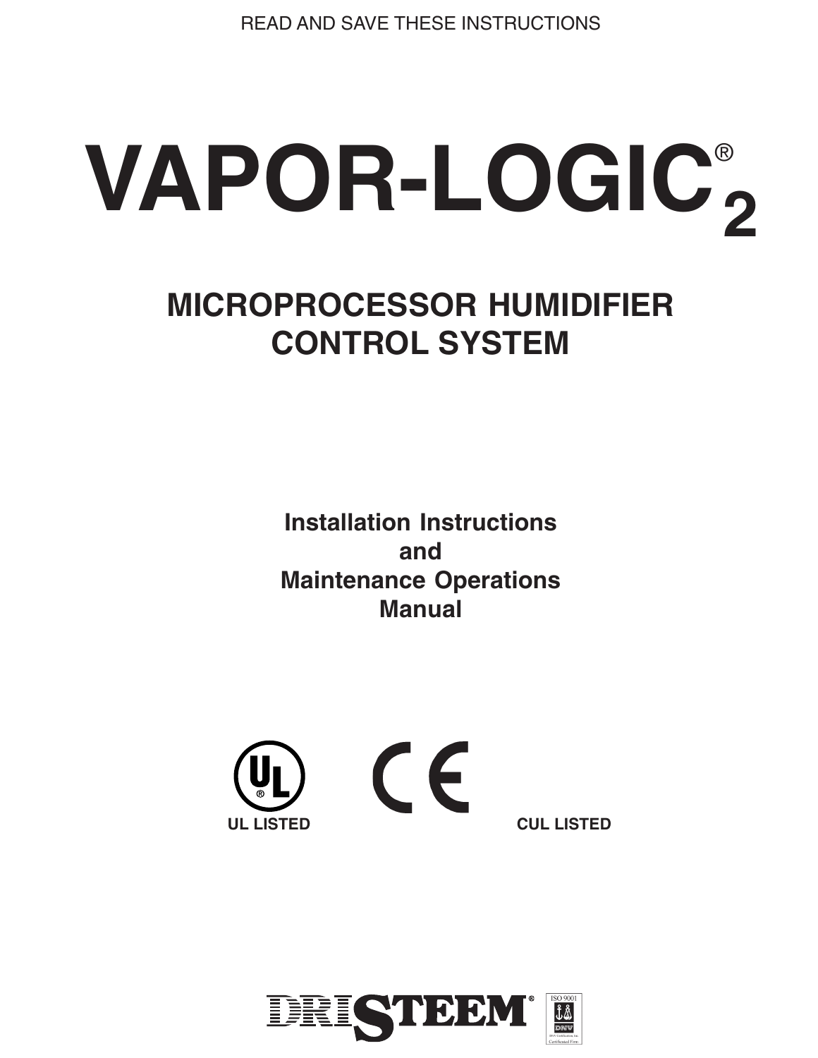READ AND SAVE THESE INSTRUCTIONS

# VAPOR-LOGIC®$_2$

## MICROPROCESSOR HUMIDIFIER CONTROL SYSTEM

**Installation Instructions**
**and**
**Maintenance Operations**
**Manual**

**UL LISTED** **CUL LISTED**

DRISTEEM® ISO 9001 DNV Certification, Inc. Certificated Firm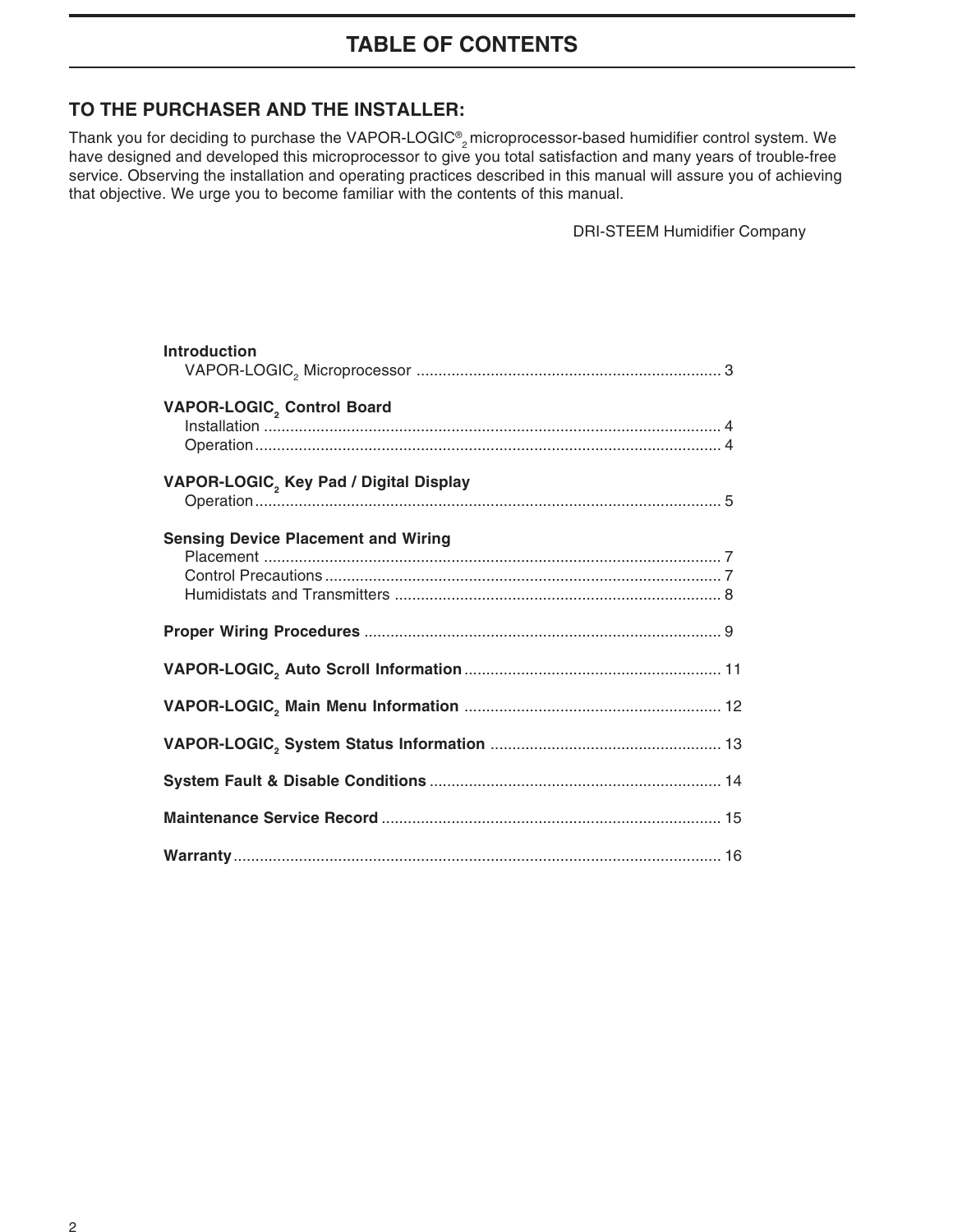# TABLE OF CONTENTS

## TO THE PURCHASER AND THE INSTALLER:

Thank you for deciding to purchase the VAPOR-LOGIC®$_2$ microprocessor-based humidifier control system. We have designed and developed this microprocessor to give you total satisfaction and many years of trouble-free service. Observing the installation and operating practices described in this manual will assure you of achieving that objective. We urge you to become familiar with the contents of this manual.

DRI-STEEM Humidifier Company

**Introduction**
- VAPOR-LOGIC$_2$ Microprocessor ..................... 3

**VAPOR-LOGIC$_2$ Control Board**
- Installation ..................... 4
- Operation ..................... 4

**VAPOR-LOGIC$_2$ Key Pad / Digital Display**
- Operation ..................... 5

**Sensing Device Placement and Wiring**
- Placement ..................... 7
- Control Precautions ..................... 7
- Humidistats and Transmitters ..................... 8

**Proper Wiring Procedures** ..................... 9

**VAPOR-LOGIC$_2$ Auto Scroll Information** ..................... 11

**VAPOR-LOGIC$_2$ Main Menu Information** ..................... 12

**VAPOR-LOGIC$_2$ System Status Information** ..................... 13

**System Fault & Disable Conditions** ..................... 14

**Maintenance Service Record** ..................... 15

**Warranty** ..................... 16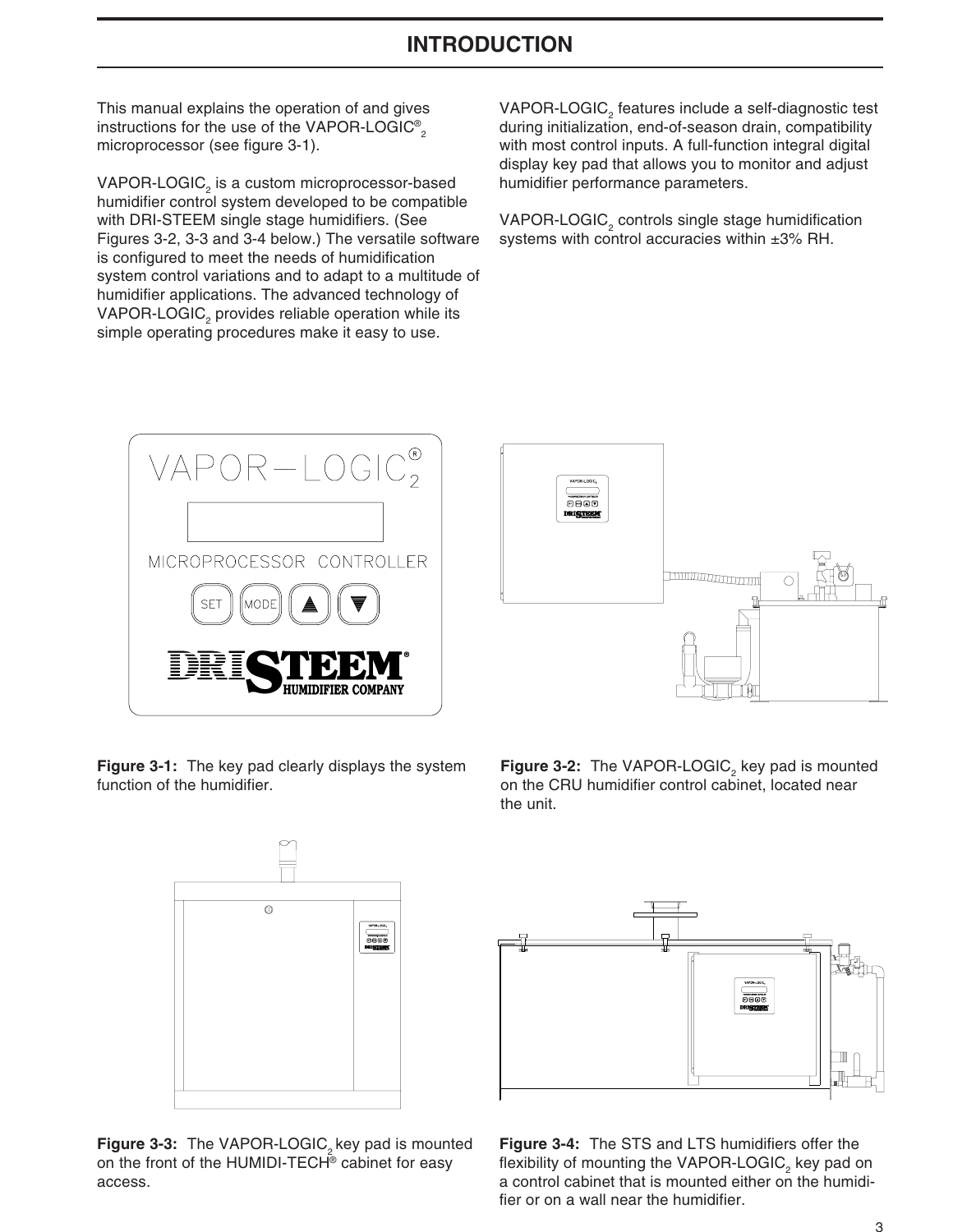# INTRODUCTION

This manual explains the operation of and gives instructions for the use of the VAPOR-LOGIC®$_2$ microprocessor (see figure 3-1).

VAPOR-LOGIC$_2$ is a custom microprocessor-based humidifier control system developed to be compatible with DRI-STEEM single stage humidifiers. (See Figures 3-2, 3-3 and 3-4 below.) The versatile software is configured to meet the needs of humidification system control variations and to adapt to a multitude of humidifier applications. The advanced technology of VAPOR-LOGIC$_2$ provides reliable operation while its simple operating procedures make it easy to use.

VAPOR-LOGIC$_2$ features include a self-diagnostic test during initialization, end-of-season drain, compatibility with most control inputs. A full-function integral digital display key pad that allows you to monitor and adjust humidifier performance parameters.

VAPOR-LOGIC$_2$ controls single stage humidification systems with control accuracies within ±3% RH.

**Figure 3-1:** The key pad clearly displays the system function of the humidifier.

**Figure 3-2:** The VAPOR-LOGIC$_2$ key pad is mounted on the CRU humidifier control cabinet, located near the unit.

**Figure 3-3:** The VAPOR-LOGIC$_2$ key pad is mounted on the front of the HUMIDI-TECH® cabinet for easy access.

**Figure 3-4:** The STS and LTS humidifiers offer the flexibility of mounting the VAPOR-LOGIC$_2$ key pad on a control cabinet that is mounted either on the humidifier or on a wall near the humidifier.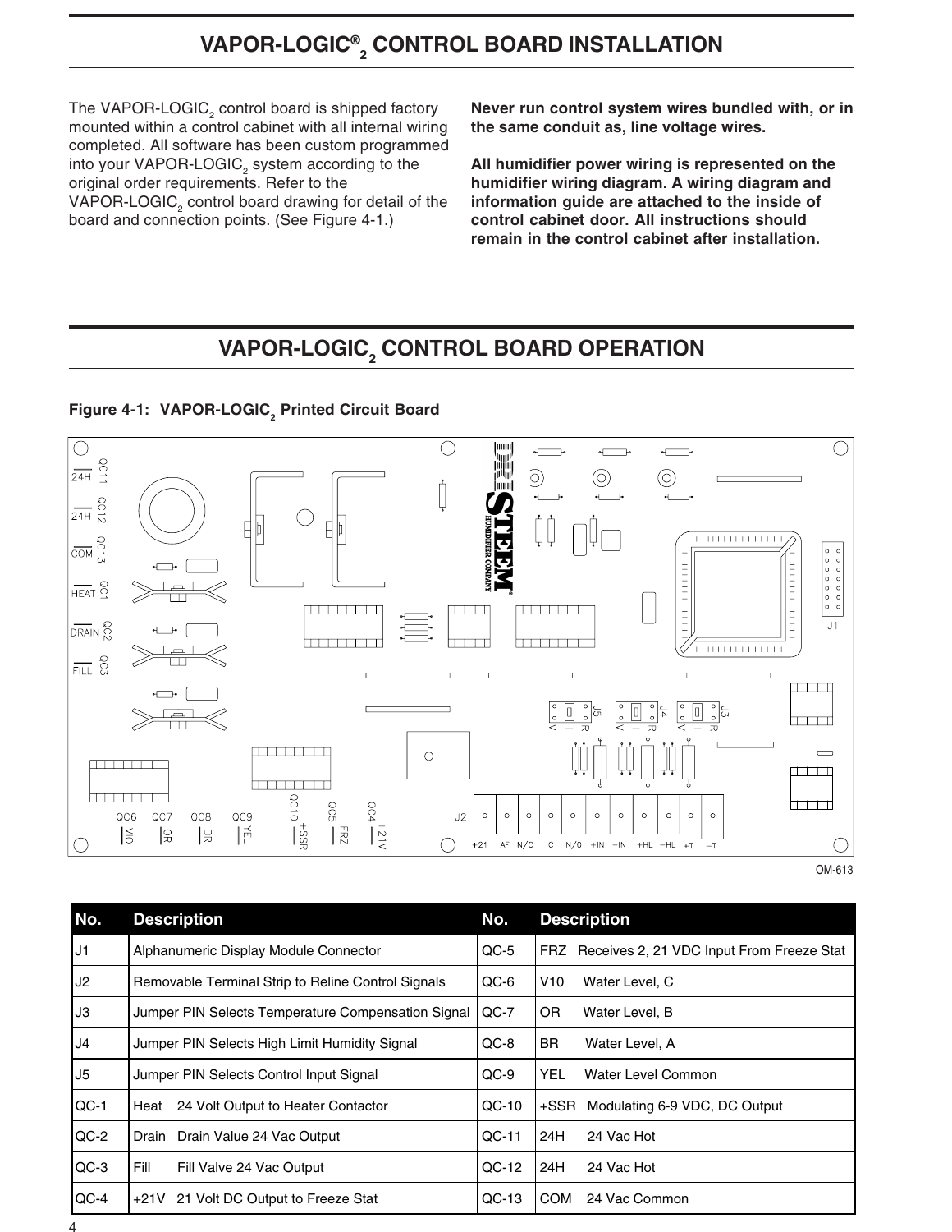# VAPOR-LOGIC®$_2$ CONTROL BOARD INSTALLATION

The VAPOR-LOGIC$_2$ control board is shipped factory mounted within a control cabinet with all internal wiring completed. All software has been custom programmed into your VAPOR-LOGIC$_2$ system according to the original order requirements. Refer to the VAPOR-LOGIC$_2$ control board drawing for detail of the board and connection points. (See Figure 4-1.)

**Never run control system wires bundled with, or in the same conduit as, line voltage wires.**

**All humidifier power wiring is represented on the humidifier wiring diagram. A wiring diagram and information guide are attached to the inside of control cabinet door. All instructions should remain in the control cabinet after installation.**

# VAPOR-LOGIC$_2$ CONTROL BOARD OPERATION

**Figure 4-1: VAPOR-LOGIC$_2$ Printed Circuit Board**

OM-613

| No. | Description | No. | Description |
|---|---|---|---|
| J1 | Alphanumeric Display Module Connector | QC-5 | FRZ Receives 2, 21 VDC Input From Freeze Stat |
| J2 | Removable Terminal Strip to Reline Control Signals | QC-6 | V10 Water Level, C |
| J3 | Jumper PIN Selects Temperature Compensation Signal | QC-7 | OR Water Level, B |
| J4 | Jumper PIN Selects High Limit Humidity Signal | QC-8 | BR Water Level, A |
| J5 | Jumper PIN Selects Control Input Signal | QC-9 | YEL Water Level Common |
| QC-1 | Heat 24 Volt Output to Heater Contactor | QC-10 | +SSR Modulating 6-9 VDC, DC Output |
| QC-2 | Drain Drain Value 24 Vac Output | QC-11 | 24H 24 Vac Hot |
| QC-3 | Fill Fill Valve 24 Vac Output | QC-12 | 24H 24 Vac Hot |
| QC-4 | +21V 21 Volt DC Output to Freeze Stat | QC-13 | COM 24 Vac Common |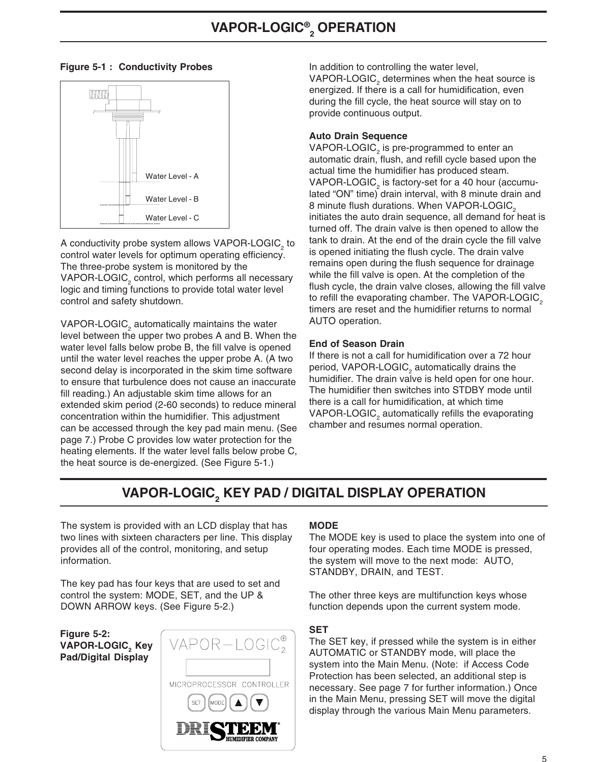# VAPOR-LOGIC® $_2$ OPERATION

**Figure 5-1 : Conductivity Probes**

Water Level - A

Water Level - B

Water Level - C

A conductivity probe system allows VAPOR-LOGIC$_2$ to control water levels for optimum operating efficiency. The three-probe system is monitored by the VAPOR-LOGIC$_2$ control, which performs all necessary logic and timing functions to provide total water level control and safety shutdown.

VAPOR-LOGIC$_2$ automatically maintains the water level between the upper two probes A and B. When the water level falls below probe B, the fill valve is opened until the water level reaches the upper probe A. (A two second delay is incorporated in the skim time software to ensure that turbulence does not cause an inaccurate fill reading.) An adjustable skim time allows for an extended skim period (2-60 seconds) to reduce mineral concentration within the humidifier. This adjustment can be accessed through the key pad main menu. (See page 7.) Probe C provides low water protection for the heating elements. If the water level falls below probe C, the heat source is de-energized. (See Figure 5-1.)

In addition to controlling the water level, VAPOR-LOGIC$_2$ determines when the heat source is energized. If there is a call for humidification, even during the fill cycle, the heat source will stay on to provide continuous output.

**Auto Drain Sequence**

VAPOR-LOGIC$_2$ is pre-programmed to enter an automatic drain, flush, and refill cycle based upon the actual time the humidifier has produced steam. VAPOR-LOGIC$_2$ is factory-set for a 40 hour (accumulated "ON" time) drain interval, with 8 minute drain and 8 minute flush durations. When VAPOR-LOGIC$_2$ initiates the auto drain sequence, all demand for heat is turned off. The drain valve is then opened to allow the tank to drain. At the end of the drain cycle the fill valve is opened initiating the flush cycle. The drain valve remains open during the flush sequence for drainage while the fill valve is open. At the completion of the flush cycle, the drain valve closes, allowing the fill valve to refill the evaporating chamber. The VAPOR-LOGIC$_2$ timers are reset and the humidifier returns to normal AUTO operation.

**End of Season Drain**

If there is not a call for humidification over a 72 hour period, VAPOR-LOGIC$_2$ automatically drains the humidifier. The drain valve is held open for one hour. The humidifier then switches into STDBY mode until there is a call for humidification, at which time VAPOR-LOGIC$_2$ automatically refills the evaporating chamber and resumes normal operation.

# VAPOR-LOGIC$_2$ KEY PAD / DIGITAL DISPLAY OPERATION

The system is provided with an LCD display that has two lines with sixteen characters per line. This display provides all of the control, monitoring, and setup information.

The key pad has four keys that are used to set and control the system: MODE, SET, and the UP & DOWN ARROW keys. (See Figure 5-2.)

**Figure 5-2: VAPOR-LOGIC$_2$ Key Pad/Digital Display**

VAPOR—LOGIC®$_2$

MICROPROCESSOR CONTROLLER

SET MODE ▲ ▼

DRISTEEM® HUMIDIFIER COMPANY

**MODE**

The MODE key is used to place the system into one of four operating modes. Each time MODE is pressed, the system will move to the next mode: AUTO, STANDBY, DRAIN, and TEST.

The other three keys are multifunction keys whose function depends upon the current system mode.

**SET**

The SET key, if pressed while the system is in either AUTOMATIC or STANDBY mode, will place the system into the Main Menu. (Note: if Access Code Protection has been selected, an additional step is necessary. See page 7 for further information.) Once in the Main Menu, pressing SET will move the digital display through the various Main Menu parameters.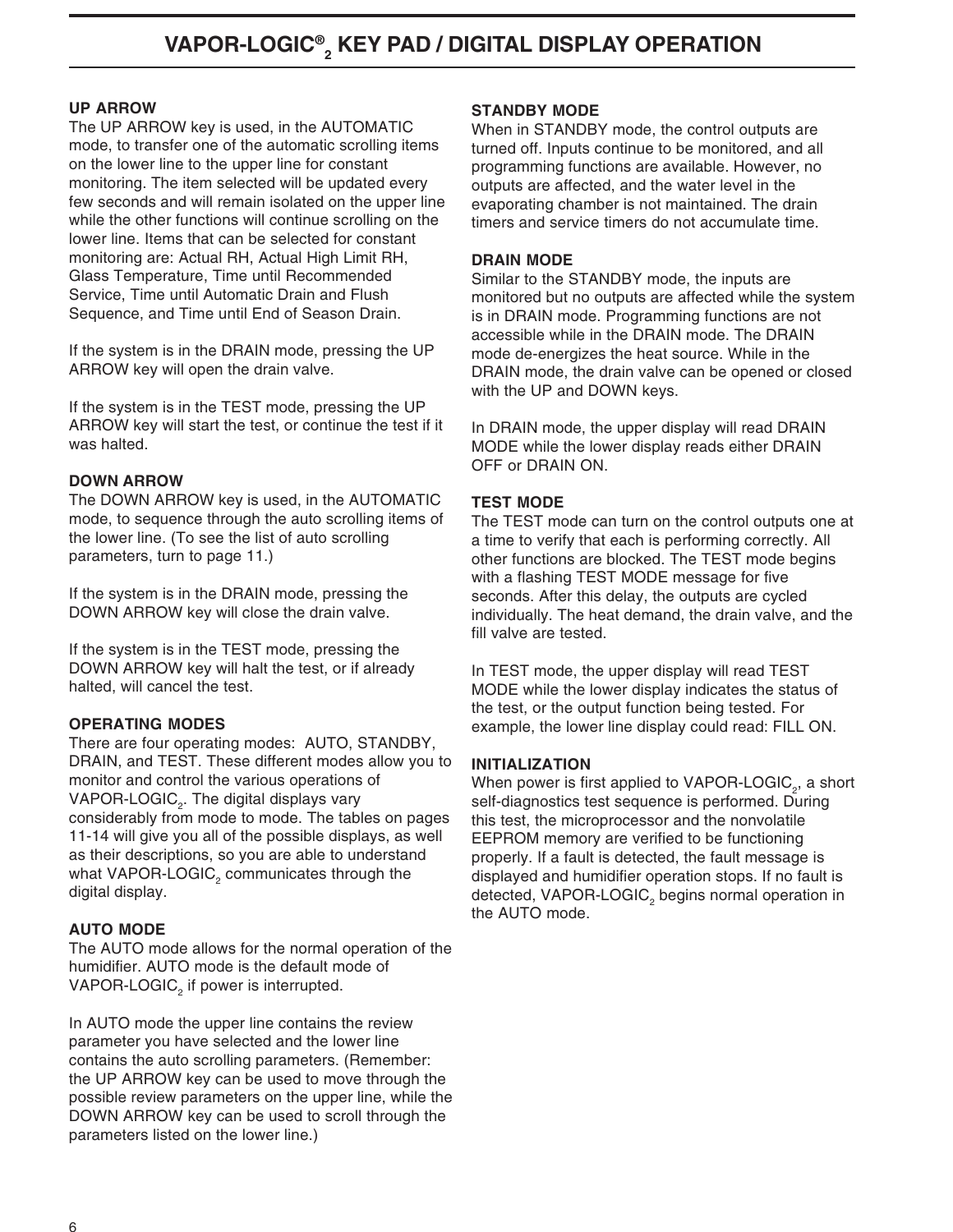# VAPOR-LOGIC® $_2$ KEY PAD / DIGITAL DISPLAY OPERATION

### UP ARROW

The UP ARROW key is used, in the AUTOMATIC mode, to transfer one of the automatic scrolling items on the lower line to the upper line for constant monitoring. The item selected will be updated every few seconds and will remain isolated on the upper line while the other functions will continue scrolling on the lower line. Items that can be selected for constant monitoring are: Actual RH, Actual High Limit RH, Glass Temperature, Time until Recommended Service, Time until Automatic Drain and Flush Sequence, and Time until End of Season Drain.

If the system is in the DRAIN mode, pressing the UP ARROW key will open the drain valve.

If the system is in the TEST mode, pressing the UP ARROW key will start the test, or continue the test if it was halted.

### DOWN ARROW

The DOWN ARROW key is used, in the AUTOMATIC mode, to sequence through the auto scrolling items of the lower line. (To see the list of auto scrolling parameters, turn to page 11.)

If the system is in the DRAIN mode, pressing the DOWN ARROW key will close the drain valve.

If the system is in the TEST mode, pressing the DOWN ARROW key will halt the test, or if already halted, will cancel the test.

### OPERATING MODES

There are four operating modes: AUTO, STANDBY, DRAIN, and TEST. These different modes allow you to monitor and control the various operations of VAPOR-LOGIC$_2$. The digital displays vary considerably from mode to mode. The tables on pages 11-14 will give you all of the possible displays, as well as their descriptions, so you are able to understand what VAPOR-LOGIC$_2$ communicates through the digital display.

### AUTO MODE

The AUTO mode allows for the normal operation of the humidifier. AUTO mode is the default mode of VAPOR-LOGIC$_2$ if power is interrupted.

In AUTO mode the upper line contains the review parameter you have selected and the lower line contains the auto scrolling parameters. (Remember: the UP ARROW key can be used to move through the possible review parameters on the upper line, while the DOWN ARROW key can be used to scroll through the parameters listed on the lower line.)

### STANDBY MODE

When in STANDBY mode, the control outputs are turned off. Inputs continue to be monitored, and all programming functions are available. However, no outputs are affected, and the water level in the evaporating chamber is not maintained. The drain timers and service timers do not accumulate time.

### DRAIN MODE

Similar to the STANDBY mode, the inputs are monitored but no outputs are affected while the system is in DRAIN mode. Programming functions are not accessible while in the DRAIN mode. The DRAIN mode de-energizes the heat source. While in the DRAIN mode, the drain valve can be opened or closed with the UP and DOWN keys.

In DRAIN mode, the upper display will read DRAIN MODE while the lower display reads either DRAIN OFF or DRAIN ON.

### TEST MODE

The TEST mode can turn on the control outputs one at a time to verify that each is performing correctly. All other functions are blocked. The TEST mode begins with a flashing TEST MODE message for five seconds. After this delay, the outputs are cycled individually. The heat demand, the drain valve, and the fill valve are tested.

In TEST mode, the upper display will read TEST MODE while the lower display indicates the status of the test, or the output function being tested. For example, the lower line display could read: FILL ON.

### INITIALIZATION

When power is first applied to VAPOR-LOGIC$_2$, a short self-diagnostics test sequence is performed. During this test, the microprocessor and the nonvolatile EEPROM memory are verified to be functioning properly. If a fault is detected, the fault message is displayed and humidifier operation stops. If no fault is detected, VAPOR-LOGIC$_2$ begins normal operation in the AUTO mode.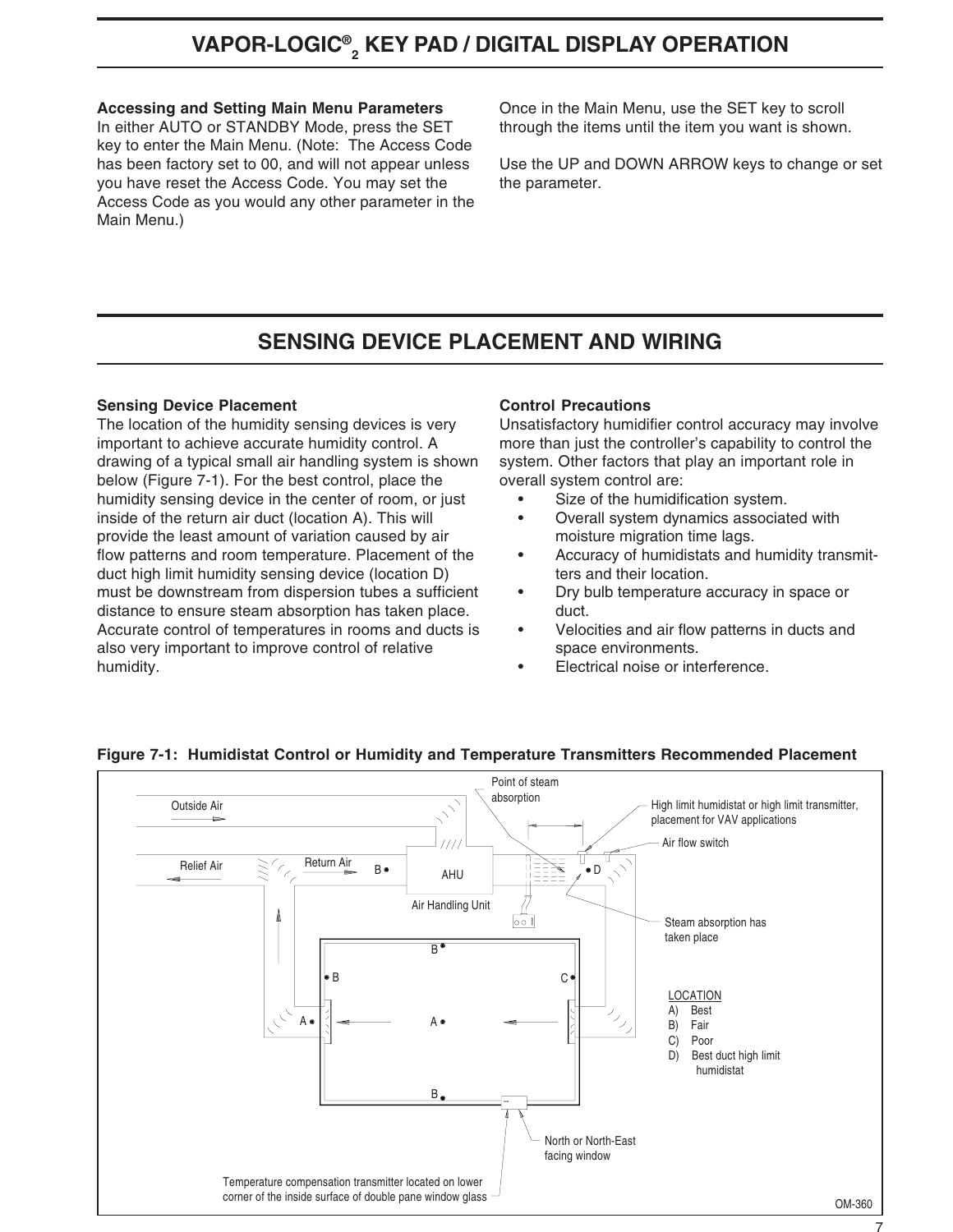# VAPOR-LOGIC® 2 KEY PAD / DIGITAL DISPLAY OPERATION

**Accessing and Setting Main Menu Parameters**
In either AUTO or STANDBY Mode, press the SET key to enter the Main Menu. (Note: The Access Code has been factory set to 00, and will not appear unless you have reset the Access Code. You may set the Access Code as you would any other parameter in the Main Menu.)

Once in the Main Menu, use the SET key to scroll through the items until the item you want is shown.

Use the UP and DOWN ARROW keys to change or set the parameter.

# SENSING DEVICE PLACEMENT AND WIRING

**Sensing Device Placement**
The location of the humidity sensing devices is very important to achieve accurate humidity control. A drawing of a typical small air handling system is shown below (Figure 7-1). For the best control, place the humidity sensing device in the center of room, or just inside of the return air duct (location A). This will provide the least amount of variation caused by air flow patterns and room temperature. Placement of the duct high limit humidity sensing device (location D) must be downstream from dispersion tubes a sufficient distance to ensure steam absorption has taken place. Accurate control of temperatures in rooms and ducts is also very important to improve control of relative humidity.

**Control Precautions**
Unsatisfactory humidifier control accuracy may involve more than just the controller's capability to control the system. Other factors that play an important role in overall system control are:

- Size of the humidification system.
- Overall system dynamics associated with moisture migration time lags.
- Accuracy of humidistats and humidity transmitters and their location.
- Dry bulb temperature accuracy in space or duct.
- Velocities and air flow patterns in ducts and space environments.
- Electrical noise or interference.

**Figure 7-1: Humidistat Control or Humidity and Temperature Transmitters Recommended Placement**

Outside Air — Relief Air — Return Air — AHU — Air Handling Unit — Point of steam absorption — High limit humidistat or high limit transmitter, placement for VAV applications — Air flow switch — Steam absorption has taken place — North or North-East facing window — Temperature compensation transmitter located on lower corner of the inside surface of double pane window glass

LOCATION
A) Best
B) Fair
C) Poor
D) Best duct high limit humidistat

OM-360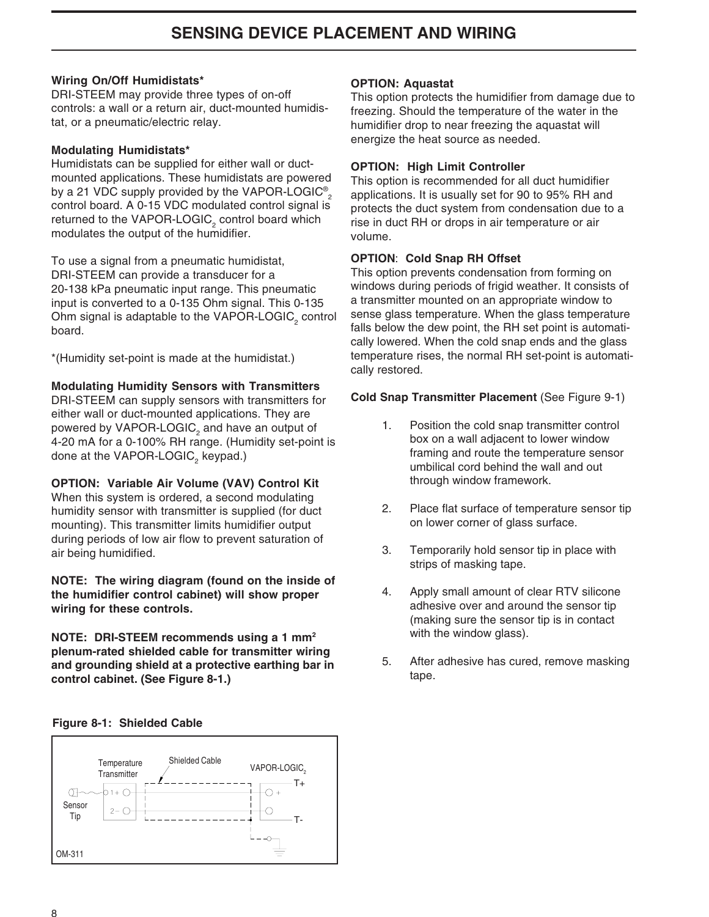## SENSING DEVICE PLACEMENT AND WIRING

**Wiring On/Off Humidistats***
DRI-STEEM may provide three types of on-off controls: a wall or a return air, duct-mounted humidistat, or a pneumatic/electric relay.

**Modulating Humidistats***
Humidistats can be supplied for either wall or duct-mounted applications. These humidistats are powered by a 21 VDC supply provided by the VAPOR-LOGIC®$_2$ control board. A 0-15 VDC modulated control signal is returned to the VAPOR-LOGIC$_2$ control board which modulates the output of the humidifier.

To use a signal from a pneumatic humidistat, DRI-STEEM can provide a transducer for a 20-138 kPa pneumatic input range. This pneumatic input is converted to a 0-135 Ohm signal. This 0-135 Ohm signal is adaptable to the VAPOR-LOGIC$_2$ control board.

*(Humidity set-point is made at the humidistat.)

**Modulating Humidity Sensors with Transmitters**
DRI-STEEM can supply sensors with transmitters for either wall or duct-mounted applications. They are powered by VAPOR-LOGIC$_2$ and have an output of 4-20 mA for a 0-100% RH range. (Humidity set-point is done at the VAPOR-LOGIC$_2$ keypad.)

**OPTION: Variable Air Volume (VAV) Control Kit**
When this system is ordered, a second modulating humidity sensor with transmitter is supplied (for duct mounting). This transmitter limits humidifier output during periods of low air flow to prevent saturation of air being humidified.

**NOTE: The wiring diagram (found on the inside of the humidifier control cabinet) will show proper wiring for these controls.**

**NOTE: DRI-STEEM recommends using a 1 mm$^2$ plenum-rated shielded cable for transmitter wiring and grounding shield at a protective earthing bar in control cabinet. (See Figure 8-1.)**

**Figure 8-1: Shielded Cable**

Temperature Transmitter — Shielded Cable — VAPOR-LOGIC$_2$
Sensor Tip; 1+; 2−; T+; T-
OM-311

**OPTION: Aquastat**
This option protects the humidifier from damage due to freezing. Should the temperature of the water in the humidifier drop to near freezing the aquastat will energize the heat source as needed.

**OPTION: High Limit Controller**
This option is recommended for all duct humidifier applications. It is usually set for 90 to 95% RH and protects the duct system from condensation due to a rise in duct RH or drops in air temperature or air volume.

**OPTION: Cold Snap RH Offset**
This option prevents condensation from forming on windows during periods of frigid weather. It consists of a transmitter mounted on an appropriate window to sense glass temperature. When the glass temperature falls below the dew point, the RH set point is automatically lowered. When the cold snap ends and the glass temperature rises, the normal RH set-point is automatically restored.

**Cold Snap Transmitter Placement** (See Figure 9-1)

1. Position the cold snap transmitter control box on a wall adjacent to lower window framing and route the temperature sensor umbilical cord behind the wall and out through window framework.
2. Place flat surface of temperature sensor tip on lower corner of glass surface.
3. Temporarily hold sensor tip in place with strips of masking tape.
4. Apply small amount of clear RTV silicone adhesive over and around the sensor tip (making sure the sensor tip is in contact with the window glass).
5. After adhesive has cured, remove masking tape.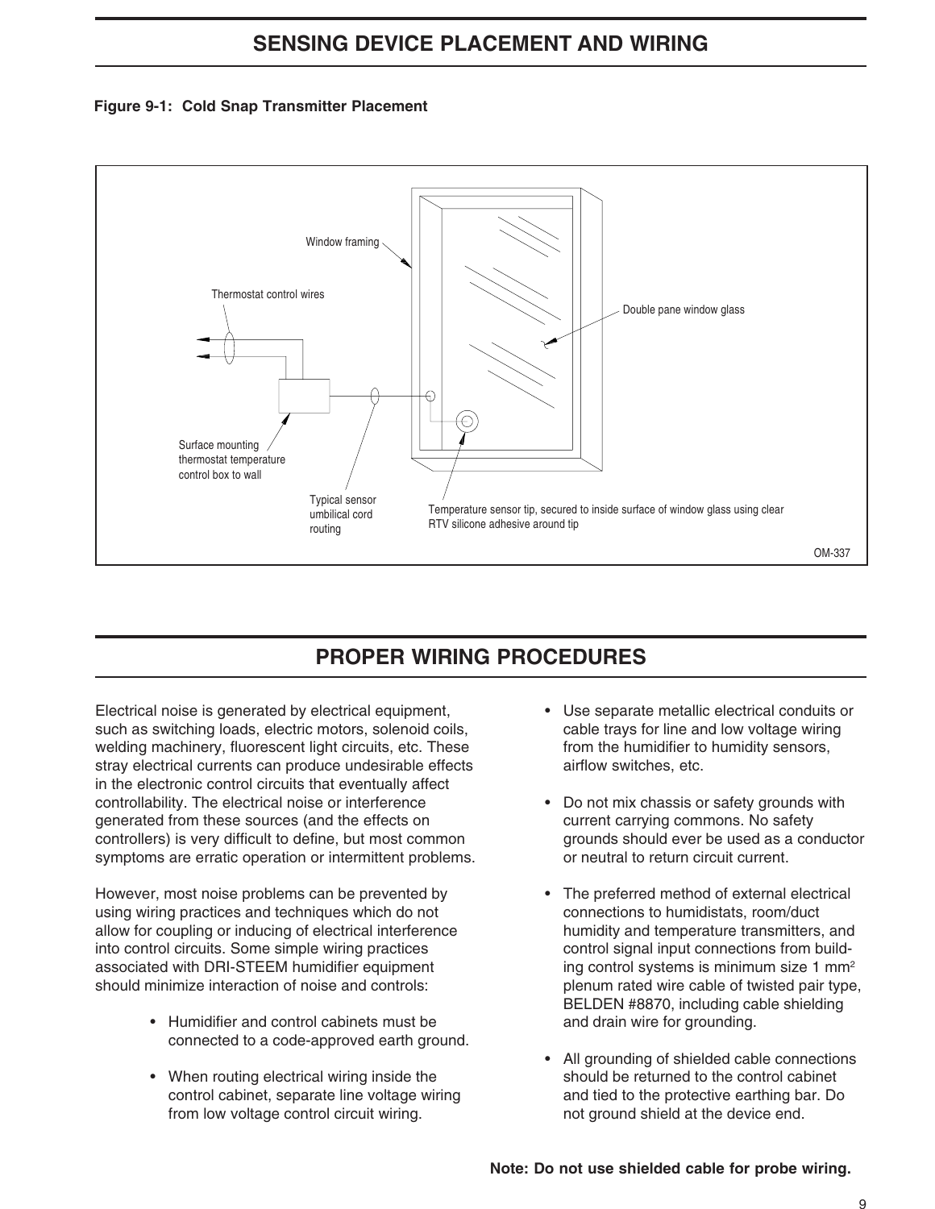# SENSING DEVICE PLACEMENT AND WIRING

**Figure 9-1: Cold Snap Transmitter Placement**

Window framing

Thermostat control wires

Double pane window glass

Surface mounting thermostat temperature control box to wall

Typical sensor umbilical cord routing

Temperature sensor tip, secured to inside surface of window glass using clear RTV silicone adhesive around tip

OM-337

# PROPER WIRING PROCEDURES

Electrical noise is generated by electrical equipment, such as switching loads, electric motors, solenoid coils, welding machinery, fluorescent light circuits, etc. These stray electrical currents can produce undesirable effects in the electronic control circuits that eventually affect controllability. The electrical noise or interference generated from these sources (and the effects on controllers) is very difficult to define, but most common symptoms are erratic operation or intermittent problems.

However, most noise problems can be prevented by using wiring practices and techniques which do not allow for coupling or inducing of electrical interference into control circuits. Some simple wiring practices associated with DRI-STEEM humidifier equipment should minimize interaction of noise and controls:

- Humidifier and control cabinets must be connected to a code-approved earth ground.
- When routing electrical wiring inside the control cabinet, separate line voltage wiring from low voltage control circuit wiring.
- Use separate metallic electrical conduits or cable trays for line and low voltage wiring from the humidifier to humidity sensors, airflow switches, etc.
- Do not mix chassis or safety grounds with current carrying commons. No safety grounds should ever be used as a conductor or neutral to return circuit current.
- The preferred method of external electrical connections to humidistats, room/duct humidity and temperature transmitters, and control signal input connections from building control systems is minimum size 1 $mm^2$ plenum rated wire cable of twisted pair type, BELDEN #8870, including cable shielding and drain wire for grounding.
- All grounding of shielded cable connections should be returned to the control cabinet and tied to the protective earthing bar. Do not ground shield at the device end.

**Note: Do not use shielded cable for probe wiring.**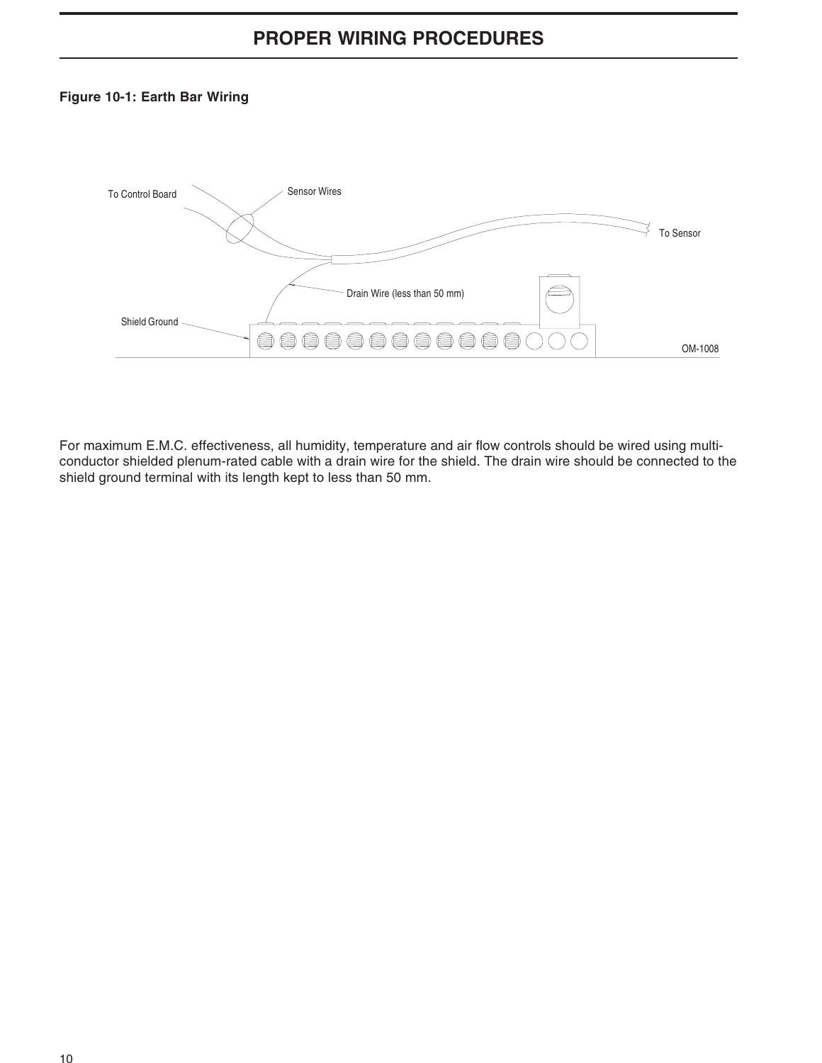# PROPER WIRING PROCEDURES

**Figure 10-1: Earth Bar Wiring**

To Control Board

Sensor Wires

To Sensor

Drain Wire (less than 50 mm)

Shield Ground

OM-1008

For maximum E.M.C. effectiveness, all humidity, temperature and air flow controls should be wired using multi-conductor shielded plenum-rated cable with a drain wire for the shield. The drain wire should be connected to the shield ground terminal with its length kept to less than 50 mm.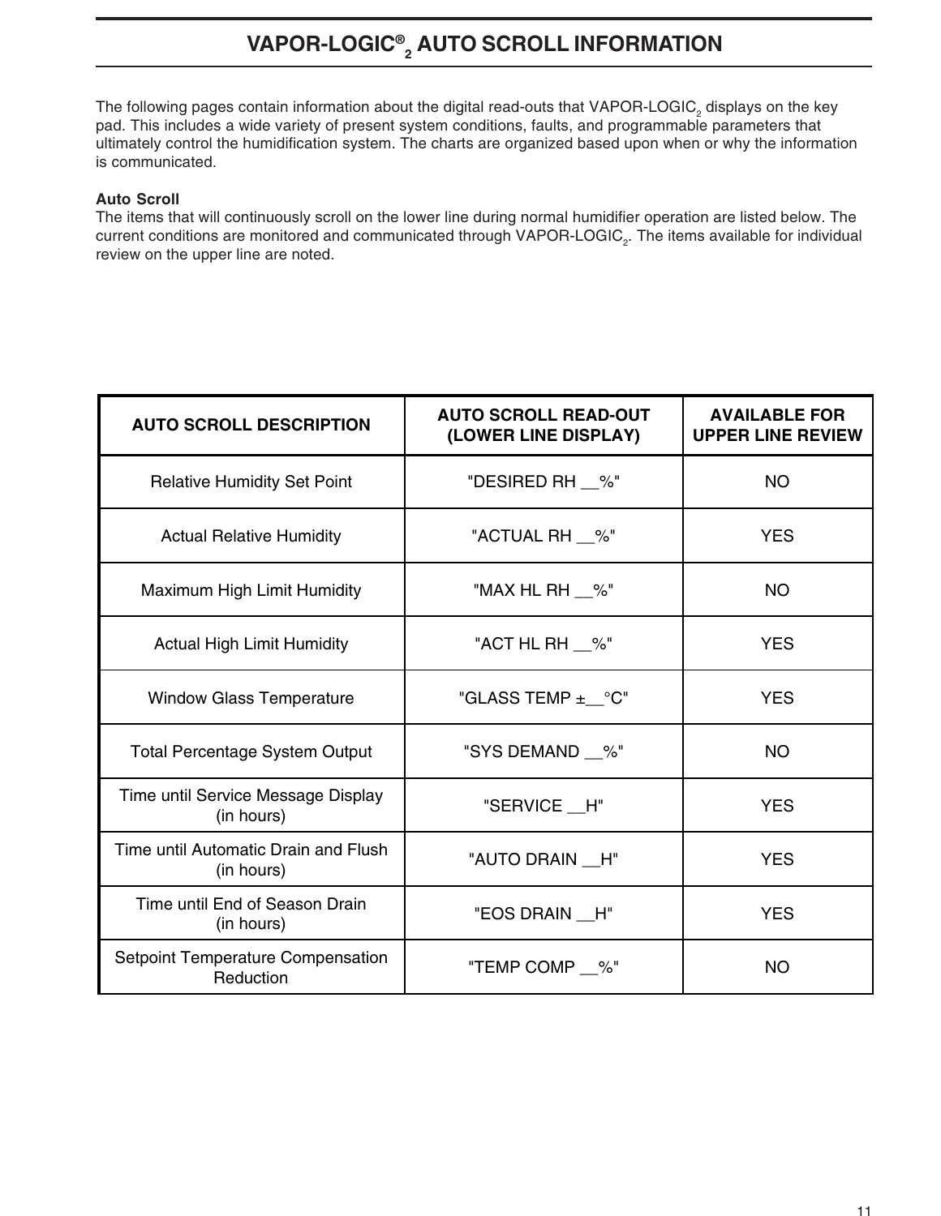# VAPOR-LOGIC® $_2$ AUTO SCROLL INFORMATION

The following pages contain information about the digital read-outs that VAPOR-LOGIC$_2$ displays on the key pad. This includes a wide variety of present system conditions, faults, and programmable parameters that ultimately control the humidification system. The charts are organized based upon when or why the information is communicated.

**Auto Scroll**

The items that will continuously scroll on the lower line during normal humidifier operation are listed below. The current conditions are monitored and communicated through VAPOR-LOGIC$_2$. The items available for individual review on the upper line are noted.

| AUTO SCROLL DESCRIPTION | AUTO SCROLL READ-OUT (LOWER LINE DISPLAY) | AVAILABLE FOR UPPER LINE REVIEW |
|---|---|---|
| Relative Humidity Set Point | "DESIRED RH __%" | NO |
| Actual Relative Humidity | "ACTUAL RH __%" | YES |
| Maximum High Limit Humidity | "MAX HL RH __%" | NO |
| Actual High Limit Humidity | "ACT HL RH __%" | YES |
| Window Glass Temperature | "GLASS TEMP ±__°C" | YES |
| Total Percentage System Output | "SYS DEMAND __%" | NO |
| Time until Service Message Display (in hours) | "SERVICE __H" | YES |
| Time until Automatic Drain and Flush (in hours) | "AUTO DRAIN __H" | YES |
| Time until End of Season Drain (in hours) | "EOS DRAIN __H" | YES |
| Setpoint Temperature Compensation Reduction | "TEMP COMP __%" | NO |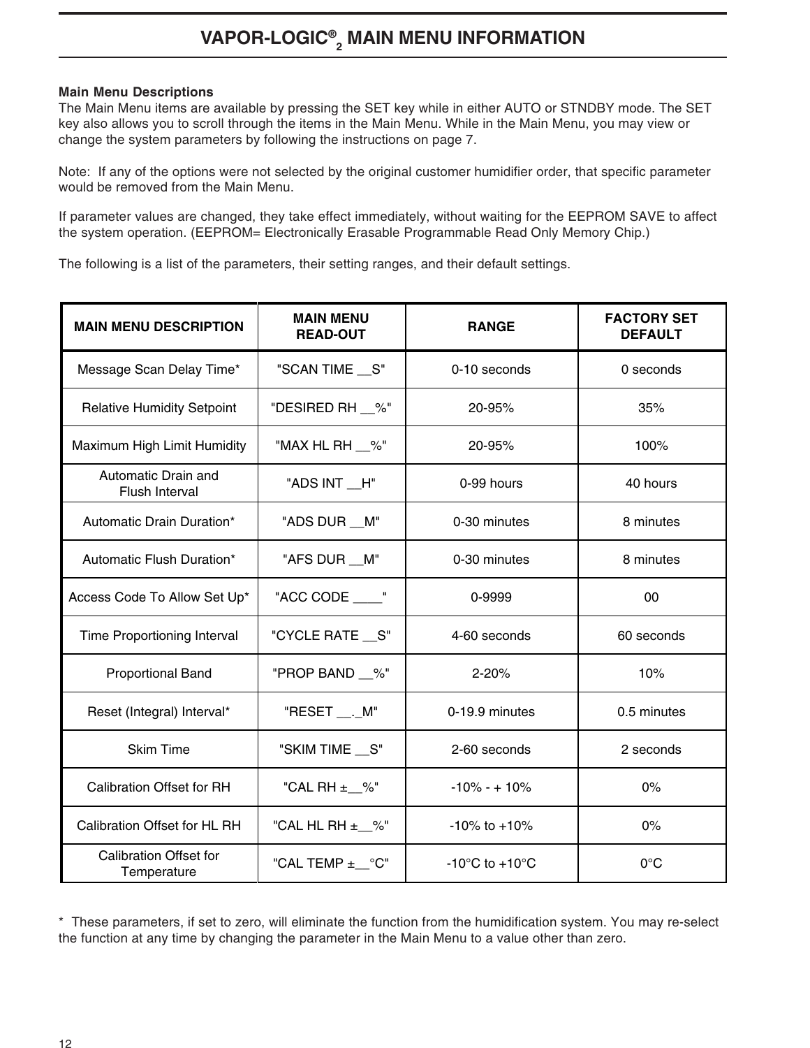# VAPOR-LOGIC® $_2$ MAIN MENU INFORMATION

**Main Menu Descriptions**

The Main Menu items are available by pressing the SET key while in either AUTO or STNDBY mode. The SET key also allows you to scroll through the items in the Main Menu. While in the Main Menu, you may view or change the system parameters by following the instructions on page 7.

Note: If any of the options were not selected by the original customer humidifier order, that specific parameter would be removed from the Main Menu.

If parameter values are changed, they take effect immediately, without waiting for the EEPROM SAVE to affect the system operation. (EEPROM= Electronically Erasable Programmable Read Only Memory Chip.)

The following is a list of the parameters, their setting ranges, and their default settings.

| MAIN MENU DESCRIPTION | MAIN MENU READ-OUT | RANGE | FACTORY SET DEFAULT |
|---|---|---|---|
| Message Scan Delay Time* | "SCAN TIME __S" | 0-10 seconds | 0 seconds |
| Relative Humidity Setpoint | "DESIRED RH __%" | 20-95% | 35% |
| Maximum High Limit Humidity | "MAX HL RH __%" | 20-95% | 100% |
| Automatic Drain and Flush Interval | "ADS INT __H" | 0-99 hours | 40 hours |
| Automatic Drain Duration* | "ADS DUR __M" | 0-30 minutes | 8 minutes |
| Automatic Flush Duration* | "AFS DUR __M" | 0-30 minutes | 8 minutes |
| Access Code To Allow Set Up* | "ACC CODE ____" | 0-9999 | 00 |
| Time Proportioning Interval | "CYCLE RATE __S" | 4-60 seconds | 60 seconds |
| Proportional Band | "PROP BAND __%" | 2-20% | 10% |
| Reset (Integral) Interval* | "RESET __._M" | 0-19.9 minutes | 0.5 minutes |
| Skim Time | "SKIM TIME __S" | 2-60 seconds | 2 seconds |
| Calibration Offset for RH | "CAL RH ±__%" | -10% - + 10% | 0% |
| Calibration Offset for HL RH | "CAL HL RH ±__%" | -10% to +10% | 0% |
| Calibration Offset for Temperature | "CAL TEMP ±__°C" | -10°C to +10°C | 0°C |

* These parameters, if set to zero, will eliminate the function from the humidification system. You may re-select the function at any time by changing the parameter in the Main Menu to a value other than zero.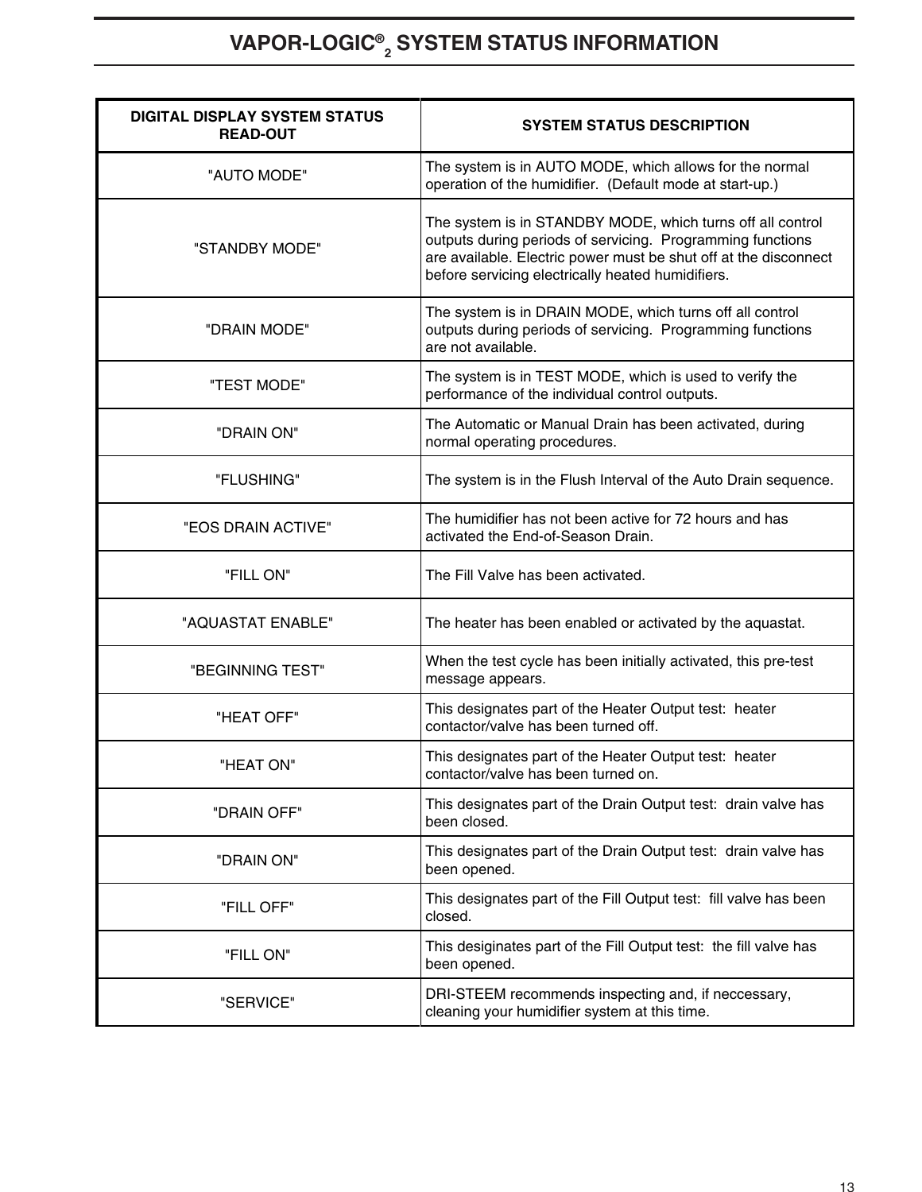# VAPOR-LOGIC®$_2$ SYSTEM STATUS INFORMATION

| DIGITAL DISPLAY SYSTEM STATUS READ-OUT | SYSTEM STATUS DESCRIPTION |
|---|---|
| "AUTO MODE" | The system is in AUTO MODE, which allows for the normal operation of the humidifier. (Default mode at start-up.) |
| "STANDBY MODE" | The system is in STANDBY MODE, which turns off all control outputs during periods of servicing. Programming functions are available. Electric power must be shut off at the disconnect before servicing electrically heated humidifiers. |
| "DRAIN MODE" | The system is in DRAIN MODE, which turns off all control outputs during periods of servicing. Programming functions are not available. |
| "TEST MODE" | The system is in TEST MODE, which is used to verify the performance of the individual control outputs. |
| "DRAIN ON" | The Automatic or Manual Drain has been activated, during normal operating procedures. |
| "FLUSHING" | The system is in the Flush Interval of the Auto Drain sequence. |
| "EOS DRAIN ACTIVE" | The humidifier has not been active for 72 hours and has activated the End-of-Season Drain. |
| "FILL ON" | The Fill Valve has been activated. |
| "AQUASTAT ENABLE" | The heater has been enabled or activated by the aquastat. |
| "BEGINNING TEST" | When the test cycle has been initially activated, this pre-test message appears. |
| "HEAT OFF" | This designates part of the Heater Output test: heater contactor/valve has been turned off. |
| "HEAT ON" | This designates part of the Heater Output test: heater contactor/valve has been turned on. |
| "DRAIN OFF" | This designates part of the Drain Output test: drain valve has been closed. |
| "DRAIN ON" | This designates part of the Drain Output test: drain valve has been opened. |
| "FILL OFF" | This designates part of the Fill Output test: fill valve has been closed. |
| "FILL ON" | This desiginates part of the Fill Output test: the fill valve has been opened. |
| "SERVICE" | DRI-STEEM recommends inspecting and, if neccessary, cleaning your humidifier system at this time. |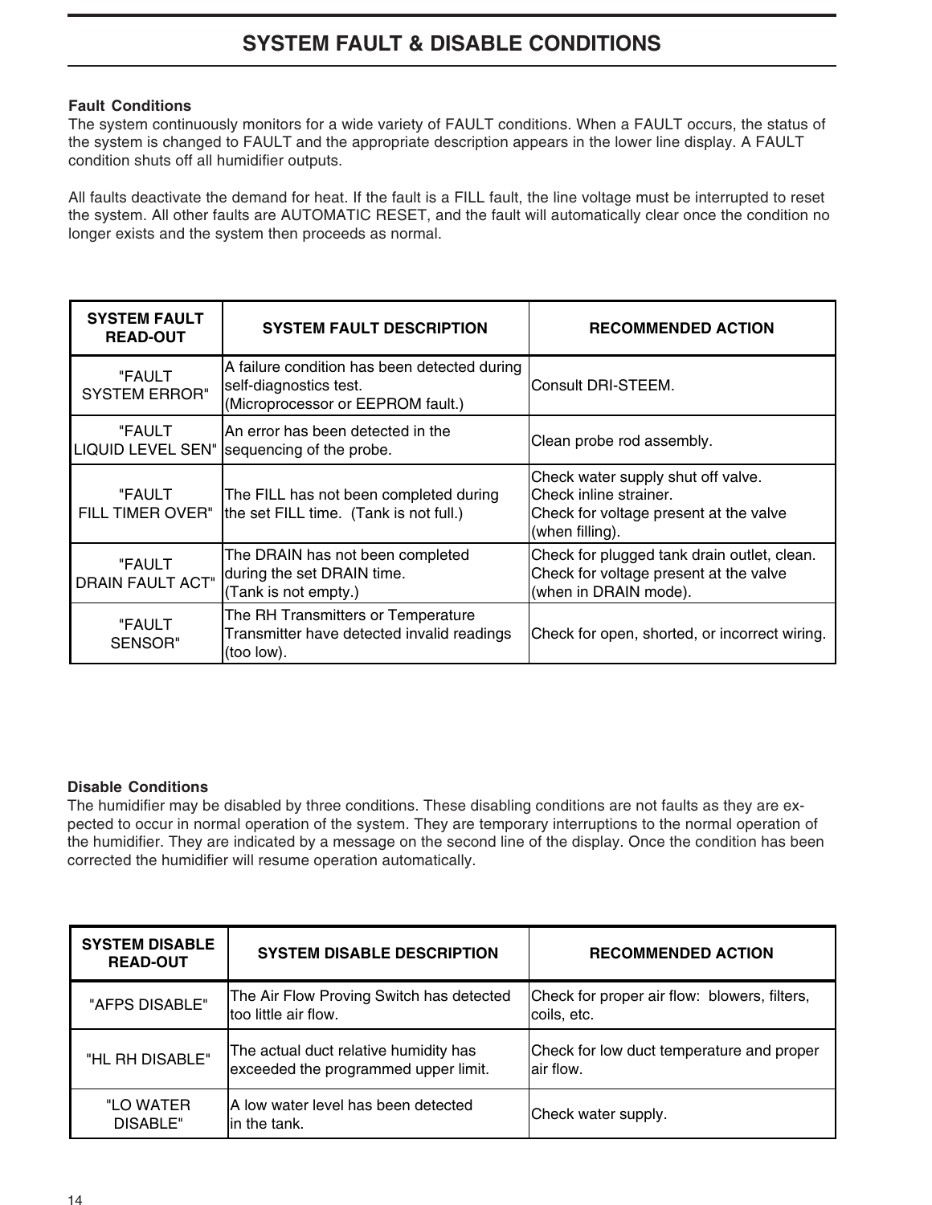# SYSTEM FAULT & DISABLE CONDITIONS

**Fault Conditions**

The system continuously monitors for a wide variety of FAULT conditions. When a FAULT occurs, the status of the system is changed to FAULT and the appropriate description appears in the lower line display. A FAULT condition shuts off all humidifier outputs.

All faults deactivate the demand for heat. If the fault is a FILL fault, the line voltage must be interrupted to reset the system. All other faults are AUTOMATIC RESET, and the fault will automatically clear once the condition no longer exists and the system then proceeds as normal.

| SYSTEM FAULT READ-OUT | SYSTEM FAULT DESCRIPTION | RECOMMENDED ACTION |
|---|---|---|
| "FAULT SYSTEM ERROR" | A failure condition has been detected during self-diagnostics test. (Microprocessor or EEPROM fault.) | Consult DRI-STEEM. |
| "FAULT LIQUID LEVEL SEN" | An error has been detected in the sequencing of the probe. | Clean probe rod assembly. |
| "FAULT FILL TIMER OVER" | The FILL has not been completed during the set FILL time. (Tank is not full.) | Check water supply shut off valve. Check inline strainer. Check for voltage present at the valve (when filling). |
| "FAULT DRAIN FAULT ACT" | The DRAIN has not been completed during the set DRAIN time. (Tank is not empty.) | Check for plugged tank drain outlet, clean. Check for voltage present at the valve (when in DRAIN mode). |
| "FAULT SENSOR" | The RH Transmitters or Temperature Transmitter have detected invalid readings (too low). | Check for open, shorted, or incorrect wiring. |

**Disable Conditions**

The humidifier may be disabled by three conditions. These disabling conditions are not faults as they are expected to occur in normal operation of the system. They are temporary interruptions to the normal operation of the humidifier. They are indicated by a message on the second line of the display. Once the condition has been corrected the humidifier will resume operation automatically.

| SYSTEM DISABLE READ-OUT | SYSTEM DISABLE DESCRIPTION | RECOMMENDED ACTION |
|---|---|---|
| "AFPS DISABLE" | The Air Flow Proving Switch has detected too little air flow. | Check for proper air flow: blowers, filters, coils, etc. |
| "HL RH DISABLE" | The actual duct relative humidity has exceeded the programmed upper limit. | Check for low duct temperature and proper air flow. |
| "LO WATER DISABLE" | A low water level has been detected in the tank. | Check water supply. |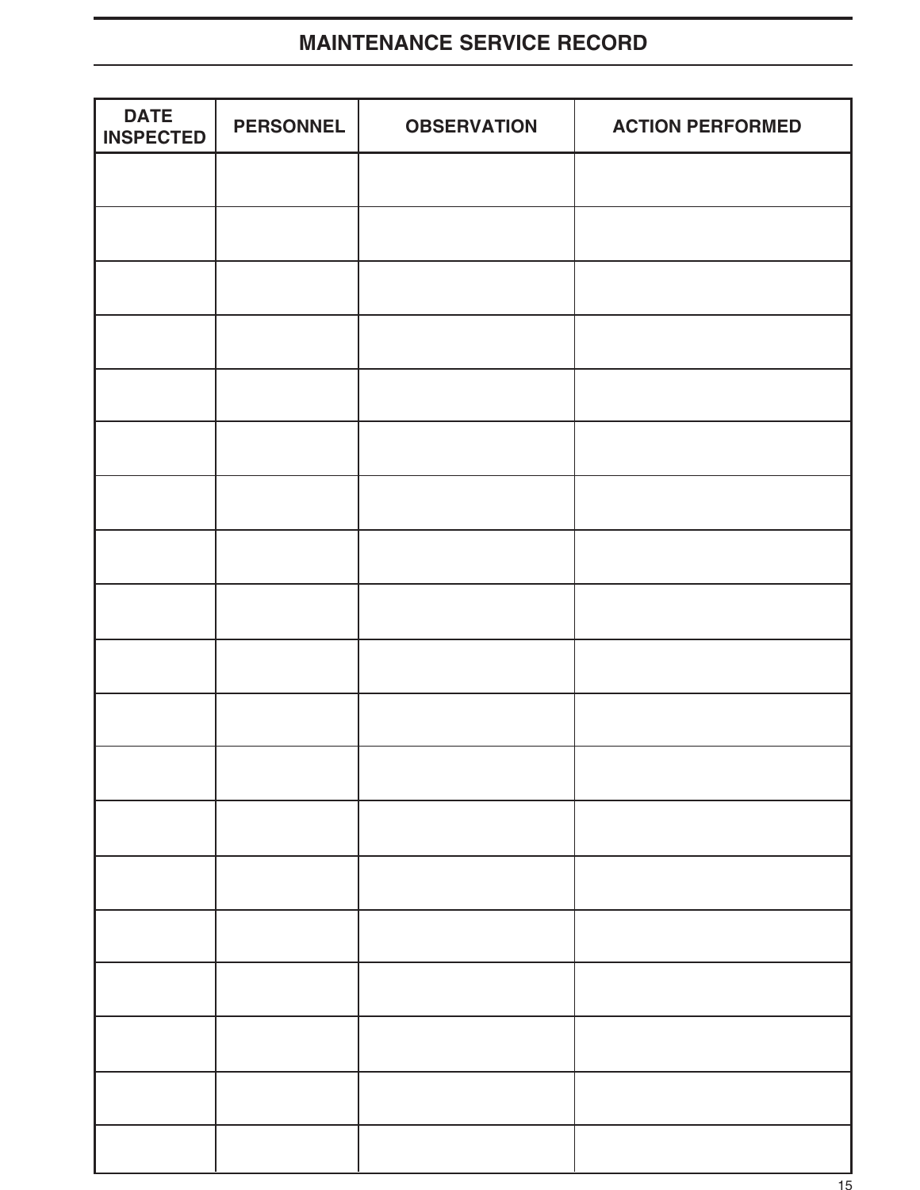## MAINTENANCE SERVICE RECORD

| DATE INSPECTED | PERSONNEL | OBSERVATION | ACTION PERFORMED |
|---|---|---|---|
| | | | |
| | | | |
| | | | |
| | | | |
| | | | |
| | | | |
| | | | |
| | | | |
| | | | |
| | | | |
| | | | |
| | | | |
| | | | |
| | | | |
| | | | |
| | | | |
| | | | |
| | | | |
| | | | |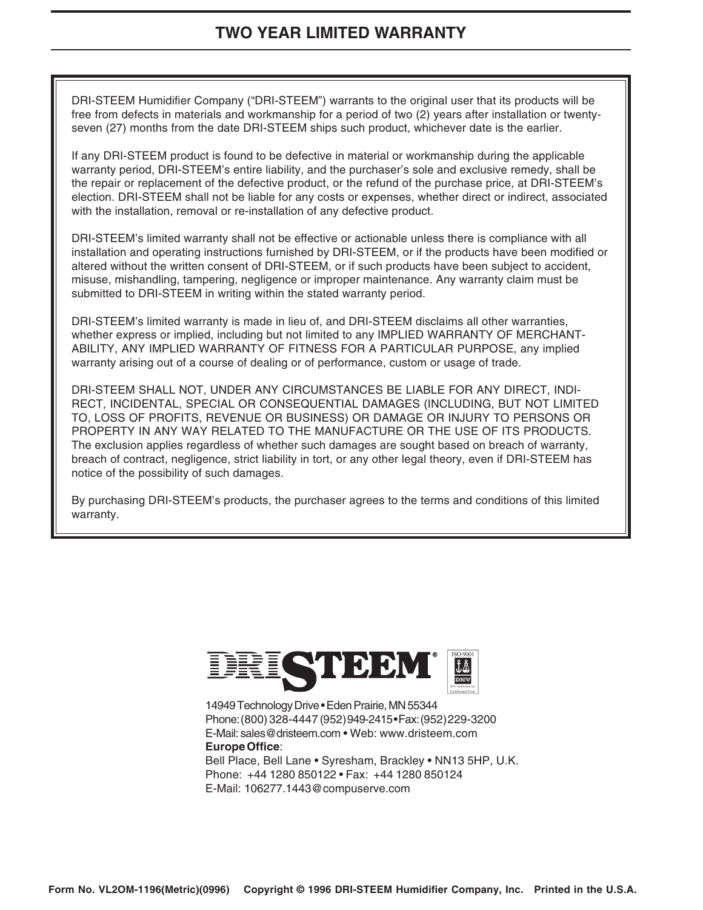# TWO YEAR LIMITED WARRANTY

DRI-STEEM Humidifier Company ("DRI-STEEM") warrants to the original user that its products will be free from defects in materials and workmanship for a period of two (2) years after installation or twenty-seven (27) months from the date DRI-STEEM ships such product, whichever date is the earlier.

If any DRI-STEEM product is found to be defective in material or workmanship during the applicable warranty period, DRI-STEEM's entire liability, and the purchaser's sole and exclusive remedy, shall be the repair or replacement of the defective product, or the refund of the purchase price, at DRI-STEEM's election. DRI-STEEM shall not be liable for any costs or expenses, whether direct or indirect, associated with the installation, removal or re-installation of any defective product.

DRI-STEEM's limited warranty shall not be effective or actionable unless there is compliance with all installation and operating instructions furnished by DRI-STEEM, or if the products have been modified or altered without the written consent of DRI-STEEM, or if such products have been subject to accident, misuse, mishandling, tampering, negligence or improper maintenance. Any warranty claim must be submitted to DRI-STEEM in writing within the stated warranty period.

DRI-STEEM's limited warranty is made in lieu of, and DRI-STEEM disclaims all other warranties, whether express or implied, including but not limited to any IMPLIED WARRANTY OF MERCHANTABILITY, ANY IMPLIED WARRANTY OF FITNESS FOR A PARTICULAR PURPOSE, any implied warranty arising out of a course of dealing or of performance, custom or usage of trade.

DRI-STEEM SHALL NOT, UNDER ANY CIRCUMSTANCES BE LIABLE FOR ANY DIRECT, INDIRECT, INCIDENTAL, SPECIAL OR CONSEQUENTIAL DAMAGES (INCLUDING, BUT NOT LIMITED TO, LOSS OF PROFITS, REVENUE OR BUSINESS) OR DAMAGE OR INJURY TO PERSONS OR PROPERTY IN ANY WAY RELATED TO THE MANUFACTURE OR THE USE OF ITS PRODUCTS. The exclusion applies regardless of whether such damages are sought based on breach of warranty, breach of contract, negligence, strict liability in tort, or any other legal theory, even if DRI-STEEM has notice of the possibility of such damages.

By purchasing DRI-STEEM's products, the purchaser agrees to the terms and conditions of this limited warranty.

DRISTEEM®

ISO 9001 DNV Certification, Inc. Certificated Firm

14949 Technology Drive • Eden Prairie, MN 55344
Phone: (800) 328-4447 (952) 949-2415 • Fax: (952) 229-3200
E-Mail: sales@dristeem.com • Web: www.dristeem.com
**Europe Office**:
Bell Place, Bell Lane • Syresham, Brackley • NN13 5HP, U.K.
Phone: +44 1280 850122 • Fax: +44 1280 850124
E-Mail: 106277.1443@compuserve.com

**Form No. VL2OM-1196(Metric)(0996) Copyright © 1996 DRI-STEEM Humidifier Company, Inc. Printed in the U.S.A.**